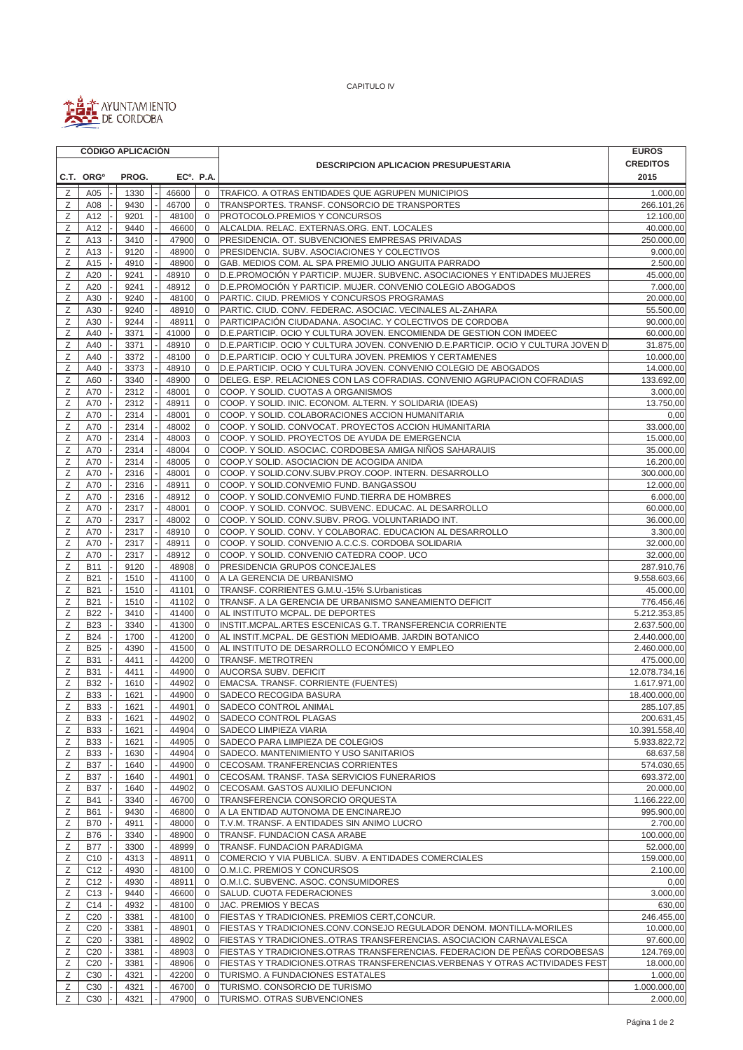CAPITULO IV

AYUNTAMIENTO DE CORDOBA

| CÓDIGO APLICACIÓN | | | | | DESCRIPCION APLICACION PRESUPUESTARIA | EUROS CREDITOS 2015 |
|---|---|---|---|---|---|---|
| C.T. | ORGº | PROG. | ECº. | P.A. | | |
| Z | A05 | 1330 | 46600 | 0 | TRAFICO. A OTRAS ENTIDADES QUE AGRUPEN MUNICIPIOS | 1.000,00 |
| Z | A08 | 9430 | 46700 | 0 | TRANSPORTES. TRANSF. CONSORCIO DE TRANSPORTES | 266.101,26 |
| Z | A12 | 9201 | 48100 | 0 | PROTOCOLO.PREMIOS Y CONCURSOS | 12.100,00 |
| Z | A12 | 9440 | 46600 | 0 | ALCALDIA. RELAC. EXTERNAS.ORG. ENT. LOCALES | 40.000,00 |
| Z | A13 | 3410 | 47900 | 0 | PRESIDENCIA. OT. SUBVENCIONES EMPRESAS PRIVADAS | 250.000,00 |
| Z | A13 | 9120 | 48900 | 0 | PRESIDENCIA. SUBV. ASOCIACIONES Y COLECTIVOS | 9.000,00 |
| Z | A15 | 4910 | 48900 | 0 | GAB. MEDIOS COM. AL SPA PREMIO JULIO ANGUITA PARRADO | 2.500,00 |
| Z | A20 | 9241 | 48910 | 0 | D.E.PROMOCIÓN Y PARTICIP. MUJER. SUBVENC. ASOCIACIONES Y ENTIDADES MUJERES | 45.000,00 |
| Z | A20 | 9241 | 48912 | 0 | D.E.PROMOCIÓN Y PARTICIP. MUJER. CONVENIO COLEGIO ABOGADOS | 7.000,00 |
| Z | A30 | 9240 | 48100 | 0 | PARTIC. CIUD. PREMIOS Y CONCURSOS PROGRAMAS | 20.000,00 |
| Z | A30 | 9240 | 48910 | 0 | PARTIC. CIUD. CONV. FEDERAC. ASOCIAC. VECINALES AL-ZAHARA | 55.500,00 |
| Z | A30 | 9244 | 48911 | 0 | PARTICIPACIÓN CIUDADANA. ASOCIAC. Y COLECTIVOS DE CORDOBA | 90.000,00 |
| Z | A40 | 3371 | 41000 | 0 | D.E.PARTICIP. OCIO Y CULTURA JOVEN. ENCOMIENDA DE GESTION CON IMDEEC | 60.000,00 |
| Z | A40 | 3371 | 48910 | 0 | D.E.PARTICIP. OCIO Y CULTURA JOVEN. CONVENIO D.E.PARTICIP. OCIO Y CULTURA JOVEN D | 31.875,00 |
| Z | A40 | 3372 | 48100 | 0 | D.E.PARTICIP. OCIO Y CULTURA JOVEN. PREMIOS Y CERTAMENES | 10.000,00 |
| Z | A40 | 3373 | 48910 | 0 | D.E.PARTICIP. OCIO Y CULTURA JOVEN. CONVENIO COLEGIO DE ABOGADOS | 14.000,00 |
| Z | A60 | 3340 | 48900 | 0 | DELEG. ESP. RELACIONES CON LAS COFRADIAS. CONVENIO AGRUPACION COFRADIAS | 133.692,00 |
| Z | A70 | 2312 | 48001 | 0 | COOP. Y SOLID. CUOTAS A ORGANISMOS | 3.000,00 |
| Z | A70 | 2312 | 48911 | 0 | COOP. Y SOLID. INIC. ECONOM. ALTERN. Y SOLIDARIA (IDEAS) | 13.750,00 |
| Z | A70 | 2314 | 48001 | 0 | COOP. Y SOLID. COLABORACIONES ACCION HUMANITARIA | 0,00 |
| Z | A70 | 2314 | 48002 | 0 | COOP. Y SOLID. CONVOCAT. PROYECTOS ACCION HUMANITARIA | 33.000,00 |
| Z | A70 | 2314 | 48003 | 0 | COOP. Y SOLID. PROYECTOS DE AYUDA DE EMERGENCIA | 15.000,00 |
| Z | A70 | 2314 | 48004 | 0 | COOP. Y SOLID. ASOCIAC. CORDOBESA AMIGA NIÑOS SAHARAUIS | 35.000,00 |
| Z | A70 | 2314 | 48005 | 0 | COOP.Y SOLID. ASOCIACION DE ACOGIDA ANIDA | 16.200,00 |
| Z | A70 | 2316 | 48001 | 0 | COOP. Y SOLID.CONV.SUBV.PROY.COOP. INTERN. DESARROLLO | 300.000,00 |
| Z | A70 | 2316 | 48911 | 0 | COOP. Y SOLID.CONVEMIO FUND. BANGASSOU | 12.000,00 |
| Z | A70 | 2316 | 48912 | 0 | COOP. Y SOLID.CONVEMIO FUND.TIERRA DE HOMBRES | 6.000,00 |
| Z | A70 | 2317 | 48001 | 0 | COOP. Y SOLID. CONVOC. SUBVENC. EDUCAC. AL DESARROLLO | 60.000,00 |
| Z | A70 | 2317 | 48002 | 0 | COOP. Y SOLID. CONV.SUBV. PROG. VOLUNTARIADO INT. | 36.000,00 |
| Z | A70 | 2317 | 48910 | 0 | COOP. Y SOLID. CONV. Y COLABORAC. EDUCACION AL DESARROLLO | 3.300,00 |
| Z | A70 | 2317 | 48911 | 0 | COOP. Y SOLID. CONVENIO A.C.C.S. CORDOBA SOLIDARIA | 32.000,00 |
| Z | A70 | 2317 | 48912 | 0 | COOP. Y SOLID. CONVENIO CATEDRA COOP. UCO | 32.000,00 |
| Z | B11 | 9120 | 48908 | 0 | PRESIDENCIA GRUPOS CONCEJALES | 287.910,76 |
| Z | B21 | 1510 | 41100 | 0 | A LA GERENCIA DE URBANISMO | 9.558.603,66 |
| Z | B21 | 1510 | 41101 | 0 | TRANSF. CORRIENTES G.M.U.-15% S.Urbanisticas | 45.000,00 |
| Z | B21 | 1510 | 41102 | 0 | TRANSF. A LA GERENCIA DE URBANISMO SANEAMIENTO DEFICIT | 776.456,46 |
| Z | B22 | 3410 | 41400 | 0 | AL INSTITUTO MCPAL. DE DEPORTES | 5.212.353,85 |
| Z | B23 | 3340 | 41300 | 0 | INSTIT.MCPAL.ARTES ESCENICAS G.T. TRANSFERENCIA CORRIENTE | 2.637.500,00 |
| Z | B24 | 1700 | 41200 | 0 | AL INSTIT.MCPAL. DE GESTION MEDIOAMB. JARDIN BOTANICO | 2.440.000,00 |
| Z | B25 | 4390 | 41500 | 0 | AL INSTITUTO DE DESARROLLO ECONÓMICO Y EMPLEO | 2.460.000,00 |
| Z | B31 | 4411 | 44200 | 0 | TRANSF. METROTREN | 475.000,00 |
| Z | B31 | 4411 | 44900 | 0 | AUCORSA SUBV. DEFICIT | 12.078.734,16 |
| Z | B32 | 1610 | 44902 | 0 | EMACSA. TRANSF. CORRIENTE (FUENTES) | 1.617.971,00 |
| Z | B33 | 1621 | 44900 | 0 | SADECO RECOGIDA BASURA | 18.400.000,00 |
| Z | B33 | 1621 | 44901 | 0 | SADECO CONTROL ANIMAL | 285.107,85 |
| Z | B33 | 1621 | 44902 | 0 | SADECO CONTROL PLAGAS | 200.631,45 |
| Z | B33 | 1621 | 44904 | 0 | SADECO LIMPIEZA VIARIA | 10.391.558,40 |
| Z | B33 | 1621 | 44905 | 0 | SADECO PARA LIMPIEZA DE COLEGIOS | 5.933.822,72 |
| Z | B33 | 1630 | 44904 | 0 | SADECO. MANTENIMIENTO Y USO SANITARIOS | 68.637,58 |
| Z | B37 | 1640 | 44900 | 0 | CECOSAM. TRANFERENCIAS CORRIENTES | 574.030,65 |
| Z | B37 | 1640 | 44901 | 0 | CECOSAM. TRANSF. TASA SERVICIOS FUNERARIOS | 693.372,00 |
| Z | B37 | 1640 | 44902 | 0 | CECOSAM. GASTOS AUXILIO DEFUNCION | 20.000,00 |
| Z | B41 | 3340 | 46700 | 0 | TRANSFERENCIA CONSORCIO ORQUESTA | 1.166.222,00 |
| Z | B61 | 9430 | 46800 | 0 | A LA ENTIDAD AUTONOMA DE ENCINAREJO | 995.900,00 |
| Z | B70 | 4911 | 48000 | 0 | T.V.M. TRANSF. A ENTIDADES SIN ANIMO LUCRO | 2.700,00 |
| Z | B76 | 3340 | 48900 | 0 | TRANSF. FUNDACION CASA ARABE | 100.000,00 |
| Z | B77 | 3300 | 48999 | 0 | TRANSF. FUNDACION PARADIGMA | 52.000,00 |
| Z | C10 | 4313 | 48911 | 0 | COMERCIO Y VIA PUBLICA. SUBV. A ENTIDADES COMERCIALES | 159.000,00 |
| Z | C12 | 4930 | 48100 | 0 | O.M.I.C. PREMIOS Y CONCURSOS | 2.100,00 |
| Z | C12 | 4930 | 48911 | 0 | O.M.I.C. SUBVENC. ASOC. CONSUMIDORES | 0,00 |
| Z | C13 | 9440 | 46600 | 0 | SALUD. CUOTA FEDERACIONES | 3.000,00 |
| Z | C14 | 4932 | 48100 | 0 | JAC. PREMIOS Y BECAS | 630,00 |
| Z | C20 | 3381 | 48100 | 0 | FIESTAS Y TRADICIONES. PREMIOS CERT,CONCUR. | 246.455,00 |
| Z | C20 | 3381 | 48901 | 0 | FIESTAS Y TRADICIONES.CONV.CONSEJO REGULADOR DENOM. MONTILLA-MORILES | 10.000,00 |
| Z | C20 | 3381 | 48902 | 0 | FIESTAS Y TRADICIONES..OTRAS TRANSFERENCIAS. ASOCIACION CARNAVALESCA | 97.600,00 |
| Z | C20 | 3381 | 48903 | 0 | FIESTAS Y TRADICIONES.OTRAS TRANSFERENCIAS. FEDERACION DE PEÑAS CORDOBESAS | 124.769,00 |
| Z | C20 | 3381 | 48906 | 0 | FIESTAS Y TRADICIONES.OTRAS TRANSFERENCIAS.VERBENAS Y OTRAS ACTIVIDADES FEST | 18.000,00 |
| Z | C30 | 4321 | 42200 | 0 | TURISMO. A FUNDACIONES ESTATALES | 1.000,00 |
| Z | C30 | 4321 | 46700 | 0 | TURISMO. CONSORCIO DE TURISMO | 1.000.000,00 |
| Z | C30 | 4321 | 47900 | 0 | TURISMO. OTRAS SUBVENCIONES | 2.000,00 |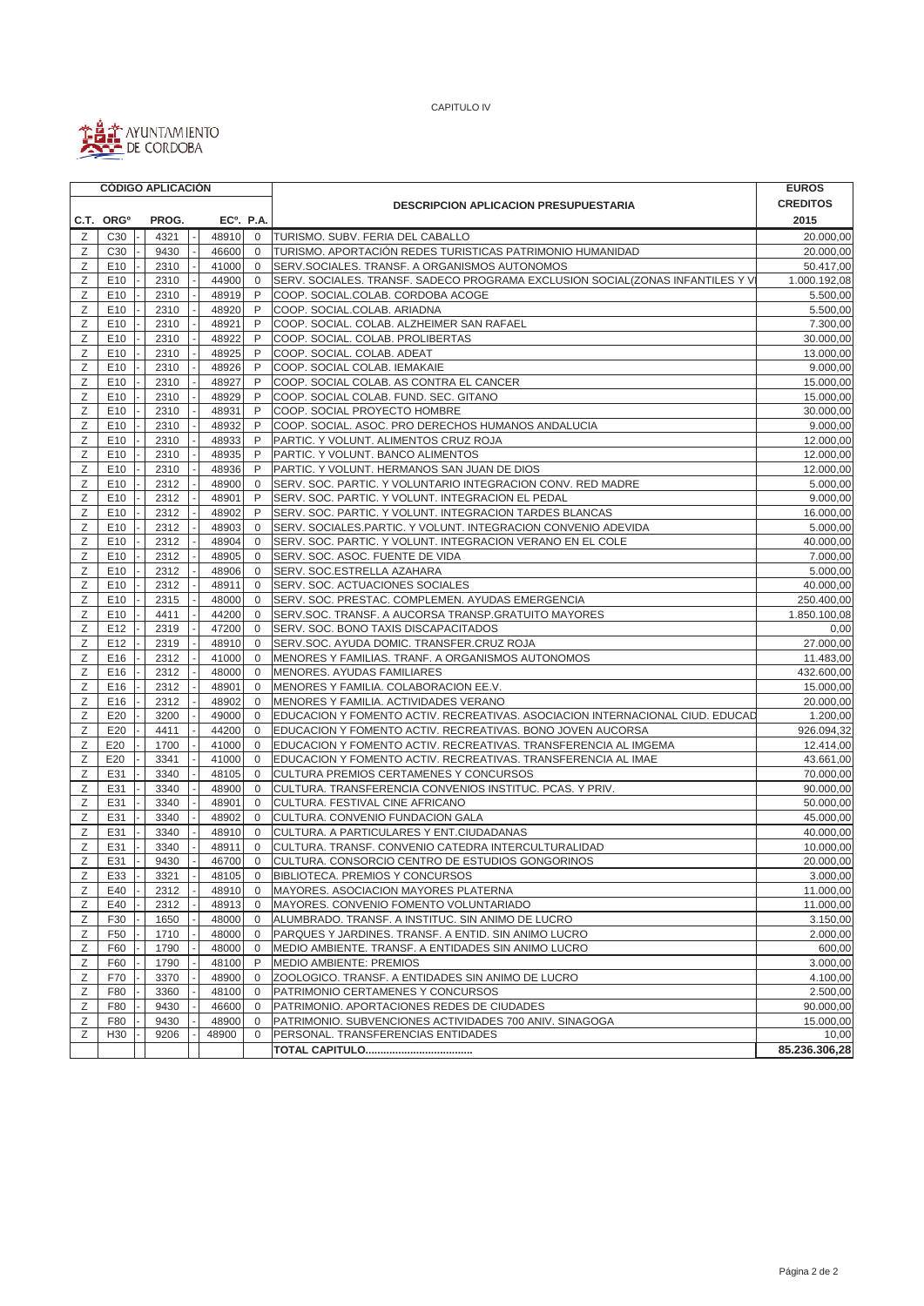CAPITULO IV

AYUNTAMIENTO DE CORDOBA

| CÓDIGO APLICACIÓN | | | | | | | | DESCRIPCION APLICACION PRESUPUESTARIA | EUROS CREDITOS |
|---|---|---|---|---|---|---|---|---|---|
| C.T. | ORGº | | PROG. | | ECº. | P.A. | | | 2015 |
| Z | C30 | - | 4321 | - | 48910 | 0 | | TURISMO. SUBV. FERIA DEL CABALLO | 20.000,00 |
| Z | C30 | - | 9430 | - | 46600 | 0 | | TURISMO. APORTACIÓN REDES TURISTICAS PATRIMONIO HUMANIDAD | 20.000,00 |
| Z | E10 | - | 2310 | - | 41000 | 0 | | SERV.SOCIALES. TRANSF. A ORGANISMOS AUTONOMOS | 50.417,00 |
| Z | E10 | - | 2310 | - | 44900 | 0 | | SERV. SOCIALES. TRANSF. SADECO PROGRAMA EXCLUSION SOCIAL(ZONAS INFANTILES Y V | 1.000.192,08 |
| Z | E10 | - | 2310 | - | 48919 | P | | COOP. SOCIAL.COLAB. CORDOBA ACOGE | 5.500,00 |
| Z | E10 | - | 2310 | - | 48920 | P | | COOP. SOCIAL.COLAB. ARIADNA | 5.500,00 |
| Z | E10 | - | 2310 | - | 48921 | P | | COOP. SOCIAL. COLAB. ALZHEIMER SAN RAFAEL | 7.300,00 |
| Z | E10 | - | 2310 | - | 48922 | P | | COOP. SOCIAL. COLAB. PROLIBERTAS | 30.000,00 |
| Z | E10 | - | 2310 | - | 48925 | P | | COOP. SOCIAL. COLAB. ADEAT | 13.000,00 |
| Z | E10 | - | 2310 | - | 48926 | P | | COOP. SOCIAL COLAB. IEMAKAIE | 9.000,00 |
| Z | E10 | - | 2310 | - | 48927 | P | | COOP. SOCIAL COLAB. AS CONTRA EL CANCER | 15.000,00 |
| Z | E10 | - | 2310 | - | 48929 | P | | COOP. SOCIAL COLAB. FUND. SEC. GITANO | 15.000,00 |
| Z | E10 | - | 2310 | - | 48931 | P | | COOP. SOCIAL PROYECTO HOMBRE | 30.000,00 |
| Z | E10 | - | 2310 | - | 48932 | P | | COOP. SOCIAL. ASOC. PRO DERECHOS HUMANOS ANDALUCIA | 9.000,00 |
| Z | E10 | - | 2310 | - | 48933 | P | | PARTIC. Y VOLUNT. ALIMENTOS CRUZ ROJA | 12.000,00 |
| Z | E10 | - | 2310 | - | 48935 | P | | PARTIC. Y VOLUNT. BANCO ALIMENTOS | 12.000,00 |
| Z | E10 | - | 2310 | - | 48936 | P | | PARTIC. Y VOLUNT. HERMANOS SAN JUAN DE DIOS | 12.000,00 |
| Z | E10 | - | 2312 | - | 48900 | 0 | | SERV. SOC. PARTIC. Y VOLUNTARIO INTEGRACION CONV. RED MADRE | 5.000,00 |
| Z | E10 | - | 2312 | - | 48901 | P | | SERV. SOC. PARTIC. Y VOLUNT. INTEGRACION EL PEDAL | 9.000,00 |
| Z | E10 | - | 2312 | - | 48902 | P | | SERV. SOC. PARTIC. Y VOLUNT. INTEGRACION TARDES BLANCAS | 16.000,00 |
| Z | E10 | - | 2312 | - | 48903 | 0 | | SERV. SOCIALES.PARTIC. Y VOLUNT. INTEGRACION CONVENIO ADEVIDA | 5.000,00 |
| Z | E10 | - | 2312 | - | 48904 | 0 | | SERV. SOC. PARTIC. Y VOLUNT. INTEGRACION VERANO EN EL COLE | 40.000,00 |
| Z | E10 | - | 2312 | - | 48905 | 0 | | SERV. SOC. ASOC. FUENTE DE VIDA | 7.000,00 |
| Z | E10 | - | 2312 | - | 48906 | 0 | | SERV. SOC.ESTRELLA AZAHARA | 5.000,00 |
| Z | E10 | - | 2312 | - | 48911 | 0 | | SERV. SOC. ACTUACIONES SOCIALES | 40.000,00 |
| Z | E10 | - | 2315 | - | 48000 | 0 | | SERV. SOC. PRESTAC. COMPLEMEN. AYUDAS EMERGENCIA | 250.400,00 |
| Z | E10 | - | 4411 | - | 44200 | 0 | | SERV.SOC. TRANSF. A AUCORSA TRANSP.GRATUITO MAYORES | 1.850.100,08 |
| Z | E12 | - | 2319 | - | 47200 | 0 | | SERV. SOC. BONO TAXIS DISCAPACITADOS | 0,00 |
| Z | E12 | - | 2319 | - | 48910 | 0 | | SERV.SOC. AYUDA DOMIC. TRANSFER.CRUZ ROJA | 27.000,00 |
| Z | E16 | - | 2312 | - | 41000 | 0 | | MENORES Y FAMILIAS. TRANF. A ORGANISMOS AUTONOMOS | 11.483,00 |
| Z | E16 | - | 2312 | - | 48000 | 0 | | MENORES. AYUDAS FAMILIARES | 432.600,00 |
| Z | E16 | - | 2312 | - | 48901 | 0 | | MENORES Y FAMILIA. COLABORACION EE.V. | 15.000,00 |
| Z | E16 | - | 2312 | - | 48902 | 0 | | MENORES Y FAMILIA. ACTIVIDADES VERANO | 20.000,00 |
| Z | E20 | - | 3200 | - | 49000 | 0 | | EDUCACION Y FOMENTO ACTIV. RECREATIVAS. ASOCIACION INTERNACIONAL CIUD. EDUCAD | 1.200,00 |
| Z | E20 | - | 4411 | - | 44200 | 0 | | EDUCACION Y FOMENTO ACTIV. RECREATIVAS. BONO JOVEN AUCORSA | 926.094,32 |
| Z | E20 | - | 1700 | - | 41000 | 0 | | EDUCACION Y FOMENTO ACTIV. RECREATIVAS. TRANSFERENCIA AL IMGEMA | 12.414,00 |
| Z | E20 | - | 3341 | - | 41000 | 0 | | EDUCACION Y FOMENTO ACTIV. RECREATIVAS. TRANSFERENCIA AL IMAE | 43.661,00 |
| Z | E31 | - | 3340 | - | 48105 | 0 | | CULTURA PREMIOS CERTAMENES Y CONCURSOS | 70.000,00 |
| Z | E31 | - | 3340 | - | 48900 | 0 | | CULTURA. TRANSFERENCIA CONVENIOS INSTITUC. PCAS. Y PRIV. | 90.000,00 |
| Z | E31 | - | 3340 | - | 48901 | 0 | | CULTURA. FESTIVAL CINE AFRICANO | 50.000,00 |
| Z | E31 | - | 3340 | - | 48902 | 0 | | CULTURA. CONVENIO FUNDACION GALA | 45.000,00 |
| Z | E31 | - | 3340 | - | 48910 | 0 | | CULTURA. A PARTICULARES Y ENT.CIUDADANAS | 40.000,00 |
| Z | E31 | - | 3340 | - | 48911 | 0 | | CULTURA. TRANSF. CONVENIO CATEDRA INTERCULTURALIDAD | 10.000,00 |
| Z | E31 | - | 9430 | - | 46700 | 0 | | CULTURA. CONSORCIO CENTRO DE ESTUDIOS GONGORINOS | 20.000,00 |
| Z | E33 | - | 3321 | - | 48105 | 0 | | BIBLIOTECA. PREMIOS Y CONCURSOS | 3.000,00 |
| Z | E40 | - | 2312 | - | 48910 | 0 | | MAYORES. ASOCIACION MAYORES PLATERNA | 11.000,00 |
| Z | E40 | - | 2312 | - | 48913 | 0 | | MAYORES. CONVENIO FOMENTO VOLUNTARIADO | 11.000,00 |
| Z | F30 | - | 1650 | - | 48000 | 0 | | ALUMBRADO. TRANSF. A INSTITUC. SIN ANIMO DE LUCRO | 3.150,00 |
| Z | F50 | - | 1710 | - | 48000 | 0 | | PARQUES Y JARDINES. TRANSF. A ENTID. SIN ANIMO LUCRO | 2.000,00 |
| Z | F60 | - | 1790 | - | 48000 | 0 | | MEDIO AMBIENTE. TRANSF. A ENTIDADES SIN ANIMO LUCRO | 600,00 |
| Z | F60 | - | 1790 | - | 48100 | P | | MEDIO AMBIENTE: PREMIOS | 3.000,00 |
| Z | F70 | - | 3370 | - | 48900 | 0 | | ZOOLOGICO. TRANSF. A ENTIDADES SIN ANIMO DE LUCRO | 4.100,00 |
| Z | F80 | - | 3360 | - | 48100 | 0 | | PATRIMONIO CERTAMENES Y CONCURSOS | 2.500,00 |
| Z | F80 | - | 9430 | - | 46600 | 0 | | PATRIMONIO. APORTACIONES REDES DE CIUDADES | 90.000,00 |
| Z | F80 | - | 9430 | - | 48900 | 0 | | PATRIMONIO. SUBVENCIONES ACTIVIDADES 700 ANIV. SINAGOGA | 15.000,00 |
| Z | H30 | - | 9206 | - | 48900 | 0 | | PERSONAL. TRANSFERENCIAS ENTIDADES | 10,00 |
| | | | | | | | | **TOTAL CAPITULO....................................** | **85.236.306,28** |